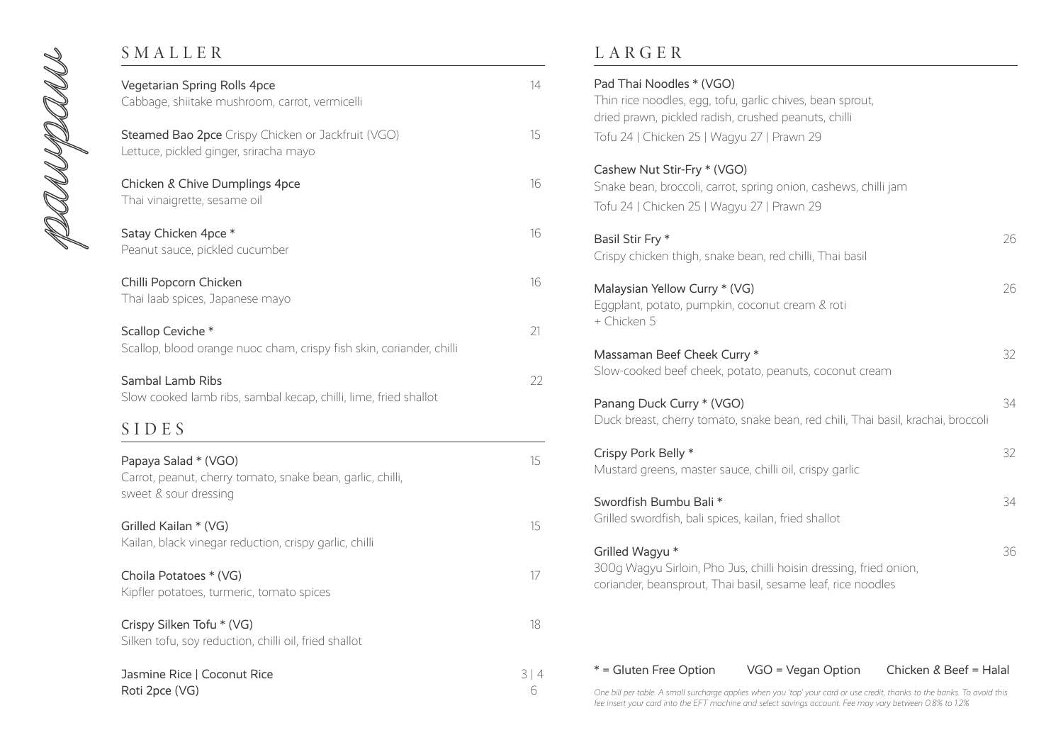# paupau

## SMALLER

**Vegetarian Spring Rolls 4pce** — 14
Cabbage, shiitake mushroom, carrot, vermicelli

**Steamed Bao 2pce** Crispy Chicken or Jackfruit (VGO) — 15
Lettuce, pickled ginger, sriracha mayo

**Chicken & Chive Dumplings 4pce** — 16
Thai vinaigrette, sesame oil

**Satay Chicken 4pce *** — 16
Peanut sauce, pickled cucumber

**Chilli Popcorn Chicken** — 16
Thai laab spices, Japanese mayo

**Scallop Ceviche *** — 21
Scallop, blood orange nuoc cham, crispy fish skin, coriander, chilli

**Sambal Lamb Ribs** — 22
Slow cooked lamb ribs, sambal kecap, chilli, lime, fried shallot

## SIDES

**Papaya Salad * (VGO)** — 15
Carrot, peanut, cherry tomato, snake bean, garlic, chilli, sweet & sour dressing

**Grilled Kailan * (VG)** — 15
Kailan, black vinegar reduction, crispy garlic, chilli

**Choila Potatoes * (VG)** — 17
Kipfler potatoes, turmeric, tomato spices

**Crispy Silken Tofu * (VG)** — 18
Silken tofu, soy reduction, chilli oil, fried shallot

**Jasmine Rice | Coconut Rice** — 3 | 4
**Roti 2pce (VG)** — 6

## LARGER

**Pad Thai Noodles * (VGO)**
Thin rice noodles, egg, tofu, garlic chives, bean sprout, dried prawn, pickled radish, crushed peanuts, chilli
Tofu 24 | Chicken 25 | Wagyu 27 | Prawn 29

**Cashew Nut Stir-Fry * (VGO)**
Snake bean, broccoli, carrot, spring onion, cashews, chilli jam
Tofu 24 | Chicken 25 | Wagyu 27 | Prawn 29

**Basil Stir Fry *** — 26
Crispy chicken thigh, snake bean, red chilli, Thai basil

**Malaysian Yellow Curry * (VG)** — 26
Eggplant, potato, pumpkin, coconut cream & roti
+ Chicken 5

**Massaman Beef Cheek Curry *** — 32
Slow-cooked beef cheek, potato, peanuts, coconut cream

**Panang Duck Curry * (VGO)** — 34
Duck breast, cherry tomato, snake bean, red chili, Thai basil, krachai, broccoli

**Crispy Pork Belly *** — 32
Mustard greens, master sauce, chilli oil, crispy garlic

**Swordfish Bumbu Bali *** — 34
Grilled swordfish, bali spices, kailan, fried shallot

**Grilled Wagyu *** — 36
300g Wagyu Sirloin, Pho Jus, chilli hoisin dressing, fried onion, coriander, beansprout, Thai basil, sesame leaf, rice noodles

* = Gluten Free Option    VGO = Vegan Option    Chicken & Beef = Halal

*One bill per table. A small surcharge applies when you 'tap' your card or use credit, thanks to the banks. To avoid this fee insert your card into the EFT machine and select savings account. Fee may vary between 0.8% to 1.2%*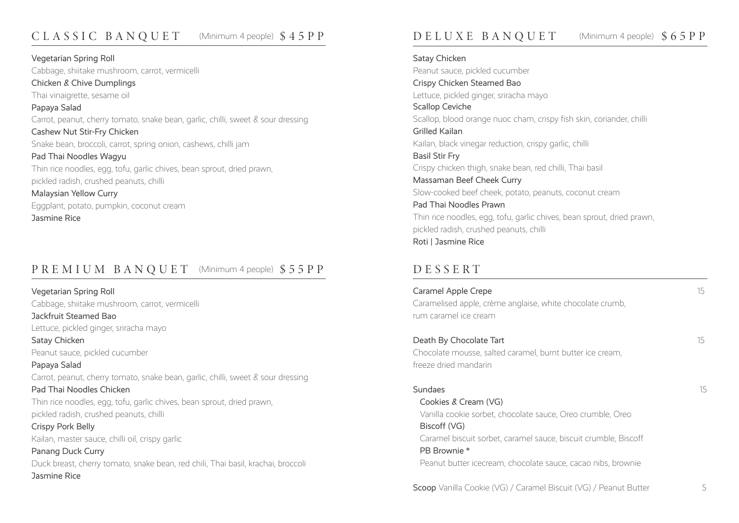## CLASSIC BANQUET (Minimum 4 people) $45PP

Vegetarian Spring Roll
Cabbage, shiitake mushroom, carrot, vermicelli

Chicken & Chive Dumplings
Thai vinaigrette, sesame oil

Papaya Salad
Carrot, peanut, cherry tomato, snake bean, garlic, chilli, sweet & sour dressing

Cashew Nut Stir-Fry Chicken
Snake bean, broccoli, carrot, spring onion, cashews, chilli jam

Pad Thai Noodles Wagyu
Thin rice noodles, egg, tofu, garlic chives, bean sprout, dried prawn, pickled radish, crushed peanuts, chilli

Malaysian Yellow Curry
Eggplant, potato, pumpkin, coconut cream

Jasmine Rice

## PREMIUM BANQUET (Minimum 4 people) $55PP

Vegetarian Spring Roll
Cabbage, shiitake mushroom, carrot, vermicelli

Jackfruit Steamed Bao
Lettuce, pickled ginger, sriracha mayo

Satay Chicken
Peanut sauce, pickled cucumber

Papaya Salad
Carrot, peanut, cherry tomato, snake bean, garlic, chilli, sweet & sour dressing

Pad Thai Noodles Chicken
Thin rice noodles, egg, tofu, garlic chives, bean sprout, dried prawn, pickled radish, crushed peanuts, chilli

Crispy Pork Belly
Kailan, master sauce, chilli oil, crispy garlic

Panang Duck Curry
Duck breast, cherry tomato, snake bean, red chili, Thai basil, krachai, broccoli

Jasmine Rice

## DELUXE BANQUET (Minimum 4 people) $65PP

Satay Chicken
Peanut sauce, pickled cucumber

Crispy Chicken Steamed Bao
Lettuce, pickled ginger, sriracha mayo

Scallop Ceviche
Scallop, blood orange nuoc cham, crispy fish skin, coriander, chilli

Grilled Kailan
Kailan, black vinegar reduction, crispy garlic, chilli

Basil Stir Fry
Crispy chicken thigh, snake bean, red chilli, Thai basil

Massaman Beef Cheek Curry
Slow-cooked beef cheek, potato, peanuts, coconut cream

Pad Thai Noodles Prawn
Thin rice noodles, egg, tofu, garlic chives, bean sprout, dried prawn, pickled radish, crushed peanuts, chilli

Roti | Jasmine Rice

## DESSERT

Caramel Apple Crepe — 15
Caramelised apple, crème anglaise, white chocolate crumb, rum caramel ice cream

Death By Chocolate Tart — 15
Chocolate mousse, salted caramel, burnt butter ice cream, freeze dried mandarin

Sundaes — 15

- Cookies & Cream (VG)
  Vanilla cookie sorbet, chocolate sauce, Oreo crumble, Oreo
- Biscoff (VG)
  Caramel biscuit sorbet, caramel sauce, biscuit crumble, Biscoff
- PB Brownie *
  Peanut butter icecream, chocolate sauce, cacao nibs, brownie

**Scoop** Vanilla Cookie (VG) / Caramel Biscuit (VG) / Peanut Butter — 5